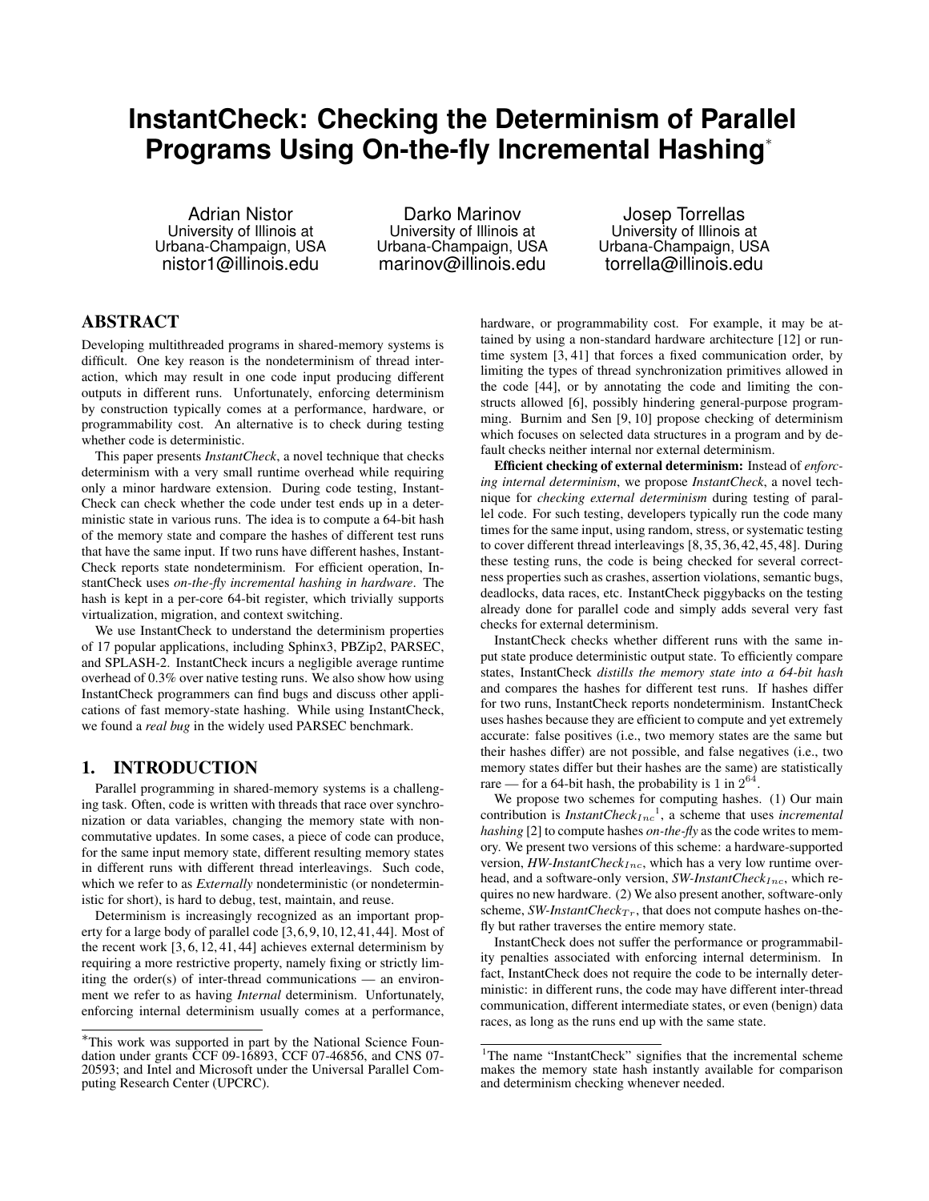# InstantCheck: Checking the Determinism of Parallel Programs Using On-the-fly Incremental Hashing[*]

Adrian Nistor
University of Illinois at Urbana-Champaign, USA
nistor1@illinois.edu

Darko Marinov
University of Illinois at Urbana-Champaign, USA
marinov@illinois.edu

Josep Torrellas
University of Illinois at Urbana-Champaign, USA
torrella@illinois.edu

## ABSTRACT

Developing multithreaded programs in shared-memory systems is difficult. One key reason is the nondeterminism of thread interaction, which may result in one code input producing different outputs in different runs. Unfortunately, enforcing determinism by construction typically comes at a performance, hardware, or programmability cost. An alternative is to check during testing whether code is deterministic.

This paper presents *InstantCheck*, a novel technique that checks determinism with a very small runtime overhead while requiring only a minor hardware extension. During code testing, InstantCheck can check whether the code under test ends up in a deterministic state in various runs. The idea is to compute a 64-bit hash of the memory state and compare the hashes of different test runs that have the same input. If two runs have different hashes, InstantCheck reports state nondeterminism. For efficient operation, InstantCheck uses *on-the-fly incremental hashing in hardware*. The hash is kept in a per-core 64-bit register, which trivially supports virtualization, migration, and context switching.

We use InstantCheck to understand the determinism properties of 17 popular applications, including Sphinx3, PBZip2, PARSEC, and SPLASH-2. InstantCheck incurs a negligible average runtime overhead of 0.3% over native testing runs. We also show how using InstantCheck programmers can find bugs and discuss other applications of fast memory-state hashing. While using InstantCheck, we found a *real bug* in the widely used PARSEC benchmark.

## 1. INTRODUCTION

Parallel programming in shared-memory systems is a challenging task. Often, code is written with threads that race over synchronization or data variables, changing the memory state with non-commutative updates. In some cases, a piece of code can produce, for the same input memory state, different resulting memory states in different runs with different thread interleavings. Such code, which we refer to as *Externally* nondeterministic (or nondeterministic for short), is hard to debug, test, maintain, and reuse.

Determinism is increasingly recognized as an important property for a large body of parallel code [3,6,9,10,12,41,44]. Most of the recent work [3,6,12,41,44] achieves external determinism by requiring a more restrictive property, namely fixing or strictly limiting the order(s) of inter-thread communications — an environment we refer to as having *Internal* determinism. Unfortunately, enforcing internal determinism usually comes at a performance, hardware, or programmability cost. For example, it may be attained by using a non-standard hardware architecture [12] or runtime system [3, 41] that forces a fixed communication order, by limiting the types of thread synchronization primitives allowed in the code [44], or by annotating the code and limiting the constructs allowed [6], possibly hindering general-purpose programming. Burnim and Sen [9, 10] propose checking of determinism which focuses on selected data structures in a program and by default checks neither internal nor external determinism.

**Efficient checking of external determinism:** Instead of *enforcing internal determinism*, we propose *InstantCheck*, a novel technique for *checking external determinism* during testing of parallel code. For such testing, developers typically run the code many times for the same input, using random, stress, or systematic testing to cover different thread interleavings [8,35,36,42,45,48]. During these testing runs, the code is being checked for several correctness properties such as crashes, assertion violations, semantic bugs, deadlocks, data races, etc. InstantCheck piggybacks on the testing already done for parallel code and simply adds several very fast checks for external determinism.

InstantCheck checks whether different runs with the same input state produce deterministic output state. To efficiently compare states, InstantCheck *distills the memory state into a 64-bit hash* and compares the hashes for different test runs. If hashes differ for two runs, InstantCheck reports nondeterminism. InstantCheck uses hashes because they are efficient to compute and yet extremely accurate: false positives (i.e., two memory states are the same but their hashes differ) are not possible, and false negatives (i.e., two memory states differ but their hashes are the same) are statistically rare — for a 64-bit hash, the probability is 1 in $2^{64}$.

We propose two schemes for computing hashes. (1) Our main contribution is *InstantCheck$_{Inc}$*[1], a scheme that uses *incremental hashing* [2] to compute hashes *on-the-fly* as the code writes to memory. We present two versions of this scheme: a hardware-supported version, *HW-InstantCheck$_{Inc}$*, which has a very low runtime overhead, and a software-only version, *SW-InstantCheck$_{Inc}$*, which requires no new hardware. (2) We also present another, software-only scheme, *SW-InstantCheck$_{Tr}$*, that does not compute hashes on-the-fly but rather traverses the entire memory state.

InstantCheck does not suffer the performance or programmability penalties associated with enforcing internal determinism. In fact, InstantCheck does not require the code to be internally deterministic: in different runs, the code may have different inter-thread communication, different intermediate states, or even (benign) data races, as long as the runs end up with the same state.

---

[*] This work was supported in part by the National Science Foundation under grants CCF 09-16893, CCF 07-46856, and CNS 07-20593; and Intel and Microsoft under the Universal Parallel Computing Research Center (UPCRC).

[1] The name "InstantCheck" signifies that the incremental scheme makes the memory state hash instantly available for comparison and determinism checking whenever needed.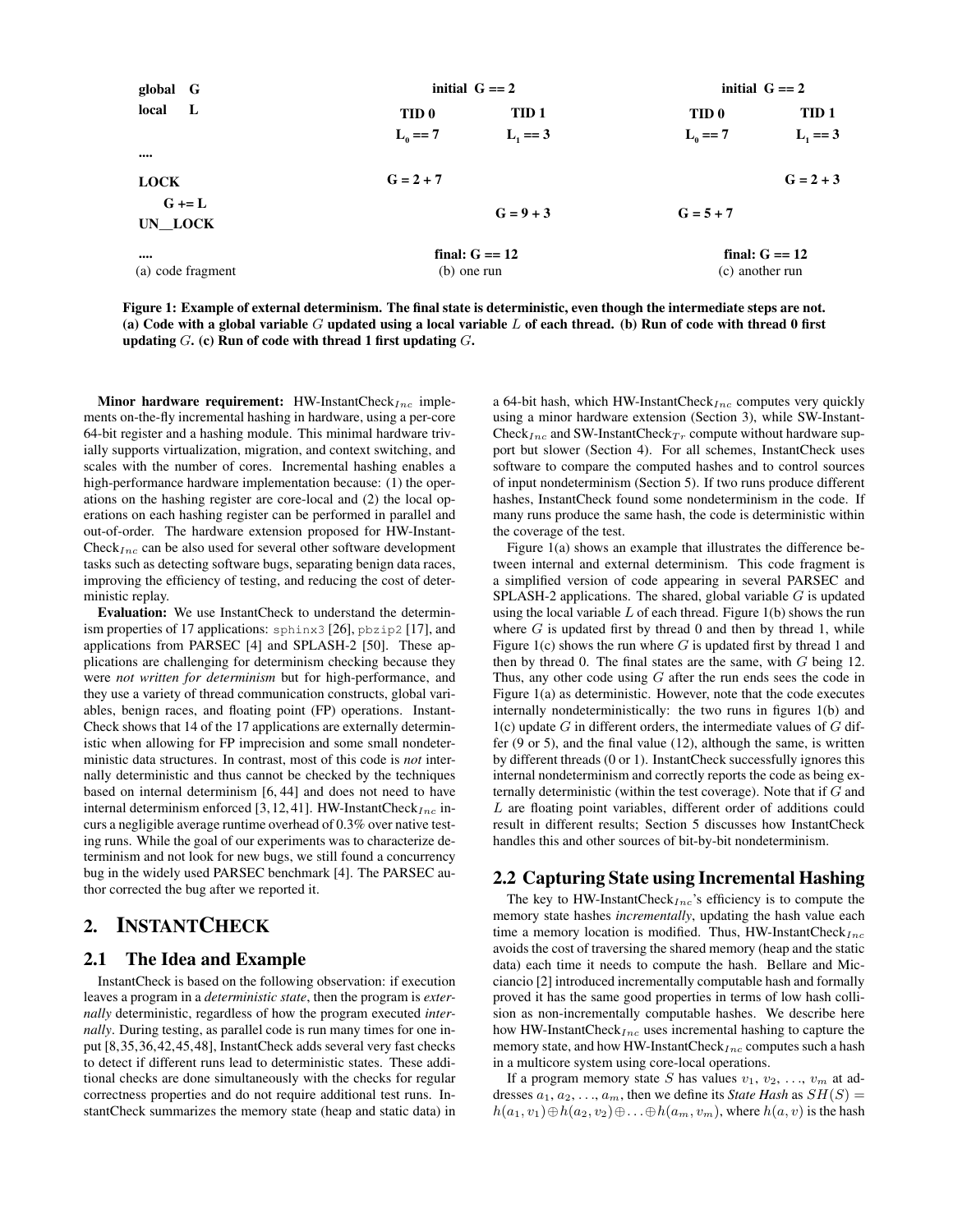| global G | initial G == 2 | | initial G == 2 | |
|---|---|---|---|---|
| local L | TID 0 | TID 1 | TID 0 | TID 1 |
| | $L_0$ == 7 | $L_1$ == 3 | $L_0$ == 7 | $L_1$ == 3 |
| .... | | | | |
| LOCK | G = 2 + 7 | | | G = 2 + 3 |
| G += L | | G = 9 + 3 | G = 5 + 7 | |
| UN__LOCK | | | | |
| .... | final: G == 12 | | final: G == 12 | |
| (a) code fragment | (b) one run | | (c) another run | |

**Figure 1: Example of external determinism. The final state is deterministic, even though the intermediate steps are not. (a) Code with a global variable $G$ updated using a local variable $L$ of each thread. (b) Run of code with thread 0 first updating $G$. (c) Run of code with thread 1 first updating $G$.**

**Minor hardware requirement:** HW-InstantCheck$_{Inc}$ implements on-the-fly incremental hashing in hardware, using a per-core 64-bit register and a hashing module. This minimal hardware trivially supports virtualization, migration, and context switching, and scales with the number of cores. Incremental hashing enables a high-performance hardware implementation because: (1) the operations on the hashing register are core-local and (2) the local operations on each hashing register can be performed in parallel and out-of-order. The hardware extension proposed for HW-InstantCheck$_{Inc}$ can be also used for several other software development tasks such as detecting software bugs, separating benign data races, improving the efficiency of testing, and reducing the cost of deterministic replay.

**Evaluation:** We use InstantCheck to understand the determinism properties of 17 applications: `sphinx3` [26], `pbzip2` [17], and applications from PARSEC [4] and SPLASH-2 [50]. These applications are challenging for determinism checking because they were *not written for determinism* but for high-performance, and they use a variety of thread communication constructs, global variables, benign races, and floating point (FP) operations. InstantCheck shows that 14 of the 17 applications are externally deterministic when allowing for FP imprecision and some small nondeterministic data structures. In contrast, most of this code is *not* internally deterministic and thus cannot be checked by the techniques based on internal determinism [6, 44] and does not need to have internal determinism enforced [3, 12, 41]. HW-InstantCheck$_{Inc}$ incurs a negligible average runtime overhead of 0.3% over native testing runs. While the goal of our experiments was to characterize determinism and not look for new bugs, we still found a concurrency bug in the widely used PARSEC benchmark [4]. The PARSEC author corrected the bug after we reported it.

# 2. INSTANTCHECK

## 2.1 The Idea and Example

InstantCheck is based on the following observation: if execution leaves a program in a *deterministic state*, then the program is *externally* deterministic, regardless of how the program executed *internally*. During testing, as parallel code is run many times for one input [8,35,36,42,45,48], InstantCheck adds several very fast checks to detect if different runs lead to deterministic states. These additional checks are done simultaneously with the checks for regular correctness properties and do not require additional test runs. InstantCheck summarizes the memory state (heap and static data) in a 64-bit hash, which HW-InstantCheck$_{Inc}$ computes very quickly using a minor hardware extension (Section 3), while SW-InstantCheck$_{Inc}$ and SW-InstantCheck$_{Tr}$ compute without hardware support but slower (Section 4). For all schemes, InstantCheck uses software to compare the computed hashes and to control sources of input nondeterminism (Section 5). If two runs produce different hashes, InstantCheck found some nondeterminism in the code. If many runs produce the same hash, the code is deterministic within the coverage of the test.

Figure 1(a) shows an example that illustrates the difference between internal and external determinism. This code fragment is a simplified version of code appearing in several PARSEC and SPLASH-2 applications. The shared, global variable $G$ is updated using the local variable $L$ of each thread. Figure 1(b) shows the run where $G$ is updated first by thread 0 and then by thread 1, while Figure 1(c) shows the run where $G$ is updated first by thread 1 and then by thread 0. The final states are the same, with $G$ being 12. Thus, any other code using $G$ after the run ends sees the code in Figure 1(a) as deterministic. However, note that the code executes internally nondeterministically: the two runs in figures 1(b) and 1(c) update $G$ in different orders, the intermediate values of $G$ differ (9 or 5), and the final value (12), although the same, is written by different threads (0 or 1). InstantCheck successfully ignores this internal nondeterminism and correctly reports the code as being externally deterministic (within the test coverage). Note that if $G$ and $L$ are floating point variables, different order of additions could result in different results; Section 5 discusses how InstantCheck handles this and other sources of bit-by-bit nondeterminism.

## 2.2 Capturing State using Incremental Hashing

The key to HW-InstantCheck$_{Inc}$'s efficiency is to compute the memory state hashes *incrementally*, updating the hash value each time a memory location is modified. Thus, HW-InstantCheck$_{Inc}$ avoids the cost of traversing the shared memory (heap and the static data) each time it needs to compute the hash. Bellare and Micciancio [2] introduced incrementally computable hash and formally proved it has the same good properties in terms of low hash collision as non-incrementally computable hashes. We describe here how HW-InstantCheck$_{Inc}$ uses incremental hashing to capture the memory state, and how HW-InstantCheck$_{Inc}$ computes such a hash in a multicore system using core-local operations.

If a program memory state $S$ has values $v_1$, $v_2$, ..., $v_m$ at addresses $a_1$, $a_2$, ..., $a_m$, then we define its *State Hash* as $SH(S) = h(a_1, v_1) \oplus h(a_2, v_2) \oplus \ldots \oplus h(a_m, v_m)$, where $h(a, v)$ is the hash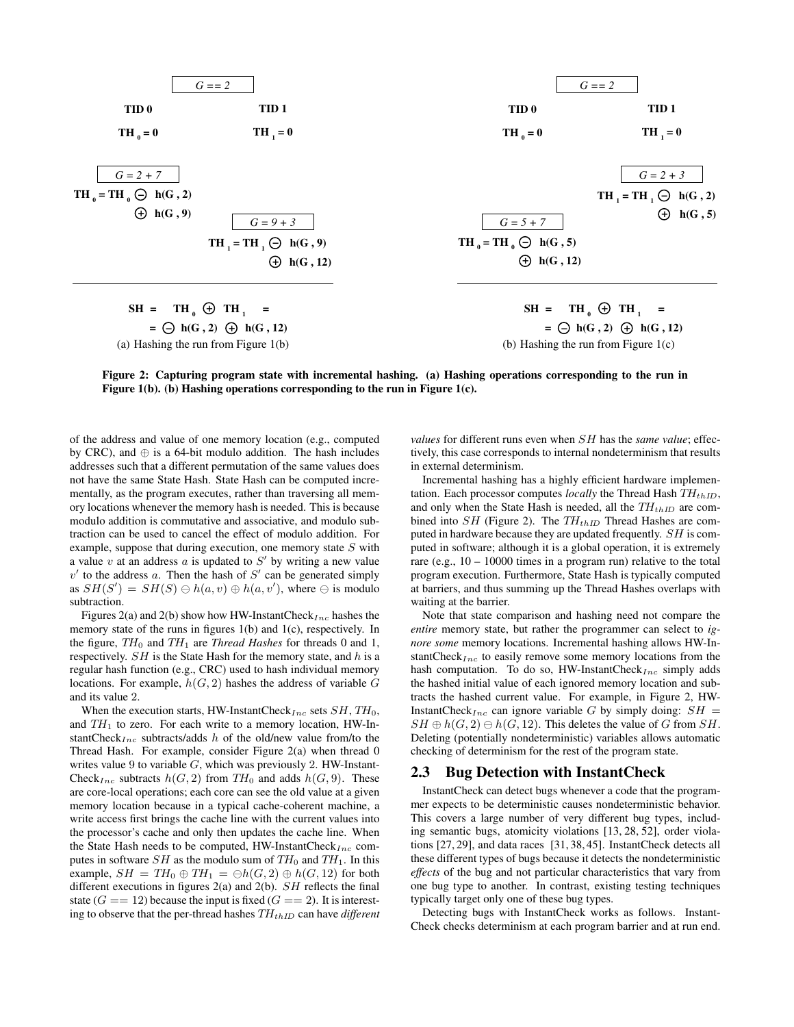(a) Hashing the run from Figure 1(b)

| TID 0 | TID 1 |
| --- | --- |
| $TH_0 = 0$ | $TH_1 = 0$ |
| $G = 2 + 7$; $TH_0 = TH_0 \ominus h(G, 2) \oplus h(G, 9)$ | |
| | $G = 9 + 3$; $TH_1 = TH_1 \ominus h(G, 9) \oplus h(G, 12)$ |

Initial state: $G == 2$

$$SH = TH_0 \oplus TH_1 = \ominus h(G, 2) \oplus h(G, 12)$$

(b) Hashing the run from Figure 1(c)

| TID 0 | TID 1 |
| --- | --- |
| $TH_0 = 0$ | $TH_1 = 0$ |
| | $G = 2 + 3$; $TH_1 = TH_1 \ominus h(G, 2) \oplus h(G, 5)$ |
| $G = 5 + 7$; $TH_0 = TH_0 \ominus h(G, 5) \oplus h(G, 12)$ | |

Initial state: $G == 2$

$$SH = TH_0 \oplus TH_1 = \ominus h(G, 2) \oplus h(G, 12)$$

**Figure 2: Capturing program state with incremental hashing. (a) Hashing operations corresponding to the run in Figure 1(b). (b) Hashing operations corresponding to the run in Figure 1(c).**

of the address and value of one memory location (e.g., computed by CRC), and $\oplus$ is a 64-bit modulo addition. The hash includes addresses such that a different permutation of the same values does not have the same State Hash. State Hash can be computed incrementally, as the program executes, rather than traversing all memory locations whenever the memory hash is needed. This is because modulo addition is commutative and associative, and modulo subtraction can be used to cancel the effect of modulo addition. For example, suppose that during execution, one memory state $S$ with a value $v$ at an address $a$ is updated to $S'$ by writing a new value $v'$ to the address $a$. Then the hash of $S'$ can be generated simply as $SH(S') = SH(S) \ominus h(a, v) \oplus h(a, v')$, where $\ominus$ is modulo subtraction.

Figures 2(a) and 2(b) show how HW-InstantCheck$_{Inc}$ hashes the memory state of the runs in figures 1(b) and 1(c), respectively. In the figure, $TH_0$ and $TH_1$ are *Thread Hashes* for threads 0 and 1, respectively. $SH$ is the State Hash for the memory state, and $h$ is a regular hash function (e.g., CRC) used to hash individual memory locations. For example, $h(G, 2)$ hashes the address of variable $G$ and its value 2.

When the execution starts, HW-InstantCheck$_{Inc}$ sets $SH$, $TH_0$, and $TH_1$ to zero. For each write to a memory location, HW-InstantCheck$_{Inc}$ subtracts/adds $h$ of the old/new value from/to the Thread Hash. For example, consider Figure 2(a) when thread 0 writes value 9 to variable $G$, which was previously 2. HW-InstantCheck$_{Inc}$ subtracts $h(G, 2)$ from $TH_0$ and adds $h(G, 9)$. These are core-local operations; each core can see the old value at a given memory location because in a typical cache-coherent machine, a write access first brings the cache line with the current values into the processor's cache and only then updates the cache line. When the State Hash needs to be computed, HW-InstantCheck$_{Inc}$ computes in software $SH$ as the modulo sum of $TH_0$ and $TH_1$. In this example, $SH = TH_0 \oplus TH_1 = \ominus h(G, 2) \oplus h(G, 12)$ for both different executions in figures 2(a) and 2(b). $SH$ reflects the final state ($G == 12$) because the input is fixed ($G == 2$). It is interesting to observe that the per-thread hashes $TH_{thID}$ can have *different values* for different runs even when $SH$ has the *same value*; effectively, this case corresponds to internal nondeterminism that results in external determinism.

Incremental hashing has a highly efficient hardware implementation. Each processor computes *locally* the Thread Hash $TH_{thID}$, and only when the State Hash is needed, all the $TH_{thID}$ are combined into $SH$ (Figure 2). The $TH_{thID}$ Thread Hashes are computed in hardware because they are updated frequently. $SH$ is computed in software; although it is a global operation, it is extremely rare (e.g., 10 – 10000 times in a program run) relative to the total program execution. Furthermore, State Hash is typically computed at barriers, and thus summing up the Thread Hashes overlaps with waiting at the barrier.

Note that state comparison and hashing need not compare the *entire* memory state, but rather the programmer can select to *ignore some* memory locations. Incremental hashing allows HW-InstantCheck$_{Inc}$ to easily remove some memory locations from the hash computation. To do so, HW-InstantCheck$_{Inc}$ simply adds the hashed initial value of each ignored memory location and subtracts the hashed current value. For example, in Figure 2, HW-InstantCheck$_{Inc}$ can ignore variable $G$ by simply doing: $SH = SH \oplus h(G, 2) \ominus h(G, 12)$. This deletes the value of $G$ from $SH$. Deleting (potentially nondeterministic) variables allows automatic checking of determinism for the rest of the program state.

## 2.3 Bug Detection with InstantCheck

InstantCheck can detect bugs whenever a code that the programmer expects to be deterministic causes nondeterministic behavior. This covers a large number of very different bug types, including semantic bugs, atomicity violations [13, 28, 52], order violations [27, 29], and data races [31, 38, 45]. InstantCheck detects all these different types of bugs because it detects the nondeterministic *effects* of the bug and not particular characteristics that vary from one bug type to another. In contrast, existing testing techniques typically target only one of these bug types.

Detecting bugs with InstantCheck works as follows. InstantCheck checks determinism at each program barrier and at run end.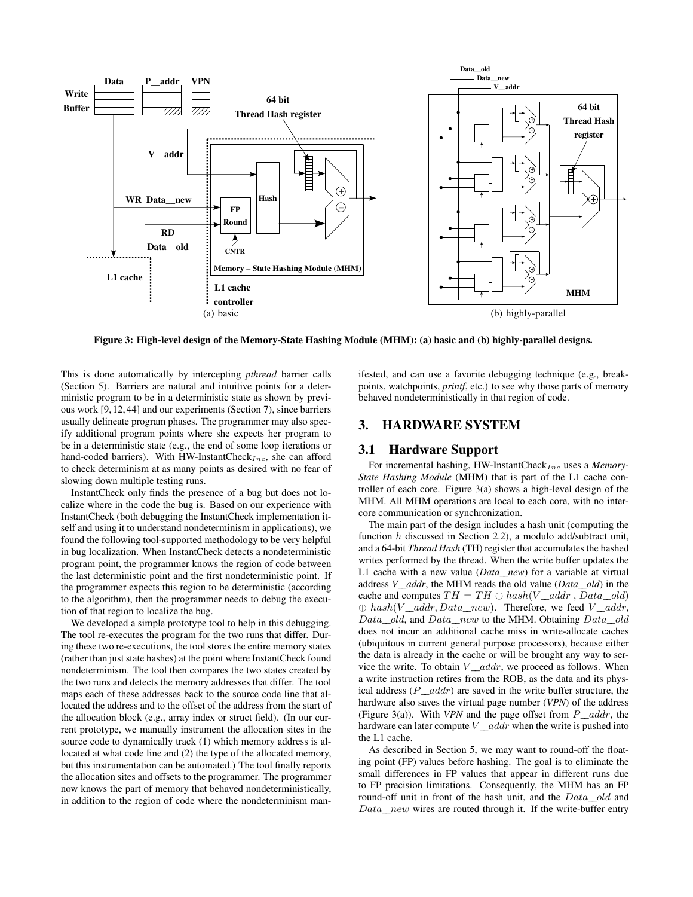Data P__addr VPN

Write

Buffer

64 bit

Thread Hash register

V__addr

WR Data__new

FP

Round

Hash

RD

Data__old

CNTR

L1 cache

Memory – State Hashing Module (MHM)

L1 cache

controller

(a) basic

Data__old

Data__new

V__addr

64 bit

Thread Hash

register

MHM

(b) highly-parallel

**Figure 3: High-level design of the Memory-State Hashing Module (MHM): (a) basic and (b) highly-parallel designs.**

This is done automatically by intercepting *pthread* barrier calls (Section 5). Barriers are natural and intuitive points for a deterministic program to be in a deterministic state as shown by previous work [9, 12, 44] and our experiments (Section 7), since barriers usually delineate program phases. The programmer may also specify additional program points where she expects her program to be in a deterministic state (e.g., the end of some loop iterations or hand-coded barriers). With HW-InstantCheck$_{Inc}$, she can afford to check determinism at as many points as desired with no fear of slowing down multiple testing runs.

InstantCheck only finds the presence of a bug but does not localize where in the code the bug is. Based on our experience with InstantCheck (both debugging the InstantCheck implementation itself and using it to understand nondeterminism in applications), we found the following tool-supported methodology to be very helpful in bug localization. When InstantCheck detects a nondeterministic program point, the programmer knows the region of code between the last deterministic point and the first nondeterministic point. If the programmer expects this region to be deterministic (according to the algorithm), then the programmer needs to debug the execution of that region to localize the bug.

We developed a simple prototype tool to help in this debugging. The tool re-executes the program for the two runs that differ. During these two re-executions, the tool stores the entire memory states (rather than just state hashes) at the point where InstantCheck found nondeterminism. The tool then compares the two states created by the two runs and detects the memory addresses that differ. The tool maps each of these addresses back to the source code line that allocated the address and to the offset of the address from the start of the allocation block (e.g., array index or struct field). (In our current prototype, we manually instrument the allocation sites in the source code to dynamically track (1) which memory address is allocated at what code line and (2) the type of the allocated memory, but this instrumentation can be automated.) The tool finally reports the allocation sites and offsets to the programmer. The programmer now knows the part of memory that behaved nondeterministically, in addition to the region of code where the nondeterminism manifested, and can use a favorite debugging technique (e.g., breakpoints, watchpoints, *printf*, etc.) to see why those parts of memory behaved nondeterministically in that region of code.

## 3. HARDWARE SYSTEM

### 3.1 Hardware Support

For incremental hashing, HW-InstantCheck$_{Inc}$ uses a *Memory-State Hashing Module* (MHM) that is part of the L1 cache controller of each core. Figure 3(a) shows a high-level design of the MHM. All MHM operations are local to each core, with no intercore communication or synchronization.

The main part of the design includes a hash unit (computing the function $h$ discussed in Section 2.2), a modulo add/subtract unit, and a 64-bit *Thread Hash* (TH) register that accumulates the hashed writes performed by the thread. When the write buffer updates the L1 cache with a new value (***Data__new***) for a variable at virtual address ***V__addr***, the MHM reads the old value (***Data__old***) in the cache and computes $TH = TH \ominus hash(V\_\_addr\ , Data\_\_old)$ $\oplus\ hash(V\_\_addr, Data\_\_new)$. Therefore, we feed $V\_\_addr$, $Data\_\_old$, and $Data\_\_new$ to the MHM. Obtaining $Data\_\_old$ does not incur an additional cache miss in write-allocate caches (ubiquitous in current general purpose processors), because either the data is already in the cache or will be brought any way to service the write. To obtain $V\_\_addr$, we proceed as follows. When a write instruction retires from the ROB, as the data and its physical address ($P\_\_addr$) are saved in the write buffer structure, the hardware also saves the virtual page number (*VPN*) of the address (Figure 3(a)). With *VPN* and the page offset from $P\_\_addr$, the hardware can later compute $V\_\_addr$ when the write is pushed into the L1 cache.

As described in Section 5, we may want to round-off the floating point (FP) values before hashing. The goal is to eliminate the small differences in FP values that appear in different runs due to FP precision limitations. Consequently, the MHM has an FP round-off unit in front of the hash unit, and the $Data\_\_old$ and $Data\_\_new$ wires are routed through it. If the write-buffer entry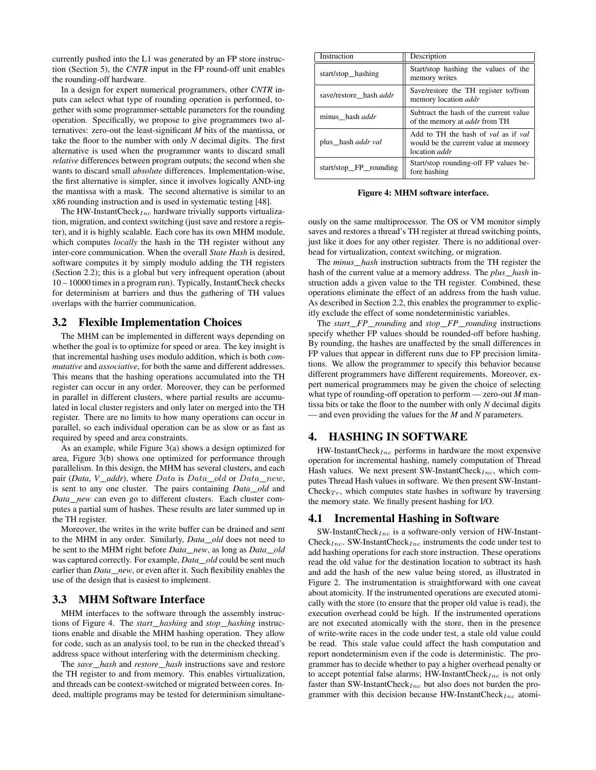currently pushed into the L1 was generated by an FP store instruction (Section 5), the *CNTR* input in the FP round-off unit enables the rounding-off hardware.

In a design for expert numerical programmers, other *CNTR* inputs can select what type of rounding operation is performed, together with some programmer-settable parameters for the rounding operation. Specifically, we propose to give programmers two alternatives: zero-out the least-significant *M* bits of the mantissa, or take the floor to the number with only *N* decimal digits. The first alternative is used when the programmer wants to discard small *relative* differences between program outputs; the second when she wants to discard small *absolute* differences. Implementation-wise, the first alternative is simpler, since it involves logically AND-ing the mantissa with a mask. The second alternative is similar to an x86 rounding instruction and is used in systematic testing [48].

The HW-InstantCheck$_{Inc}$ hardware trivially supports virtualization, migration, and context switching (just save and restore a register), and it is highly scalable. Each core has its own MHM module, which computes *locally* the hash in the TH register without any inter-core communication. When the overall *State Hash* is desired, software computes it by simply modulo adding the TH registers (Section 2.2); this is a global but very infrequent operation (about 10 – 10000 times in a program run). Typically, InstantCheck checks for determinism at barriers and thus the gathering of TH values overlaps with the barrier communication.

## 3.2 Flexible Implementation Choices

The MHM can be implemented in different ways depending on whether the goal is to optimize for speed or area. The key insight is that incremental hashing uses modulo addition, which is both *commutative* and *associative*, for both the same and different addresses. This means that the hashing operations accumulated into the TH register can occur in any order. Moreover, they can be performed in parallel in different clusters, where partial results are accumulated in local cluster registers and only later on merged into the TH register. There are no limits to how many operations can occur in parallel, so each individual operation can be as slow or as fast as required by speed and area constraints.

As an example, while Figure 3(a) shows a design optimized for area, Figure 3(b) shows one optimized for performance through parallelism. In this design, the MHM has several clusters, and each pair (*Data*, *V_addr*), where $Data$ is $Data\_old$ or $Data\_new$, is sent to any one cluster. The pairs containing *Data_old* and *Data_new* can even go to different clusters. Each cluster computes a partial sum of hashes. These results are later summed up in the TH register.

Moreover, the writes in the write buffer can be drained and sent to the MHM in any order. Similarly, *Data_old* does not need to be sent to the MHM right before *Data_new*, as long as *Data_old* was captured correctly. For example, *Data_old* could be sent much earlier than *Data_new*, or even after it. Such flexibility enables the use of the design that is easiest to implement.

## 3.3 MHM Software Interface

MHM interfaces to the software through the assembly instructions of Figure 4. The *start_hashing* and *stop_hashing* instructions enable and disable the MHM hashing operation. They allow for code, such as an analysis tool, to be run in the checked thread's address space without interfering with the determinism checking.

The *save_hash* and *restore_hash* instructions save and restore the TH register to and from memory. This enables virtualization, and threads can be context-switched or migrated between cores. Indeed, multiple programs may be tested for determinism simultaneously on the same multiprocessor. The OS or VM monitor simply saves and restores a thread's TH register at thread switching points, just like it does for any other register. There is no additional overhead for virtualization, context switching, or migration.

| Instruction | Description |
|---|---|
| start/stop_hashing | Start/stop hashing the values of the memory writes |
| save/restore_hash *addr* | Save/restore the TH register to/from memory location *addr* |
| minus_hash *addr* | Subtract the hash of the current value of the memory at *addr* from TH |
| plus_hash *addr val* | Add to TH the hash of *val* as if *val* would be the current value at memory location *addr* |
| start/stop_FP_rounding | Start/stop rounding-off FP values before hashing |

**Figure 4: MHM software interface.**

The *minus_hash* instruction subtracts from the TH register the hash of the current value at a memory address. The *plus_hash* instruction adds a given value to the TH register. Combined, these operations eliminate the effect of an address from the hash value. As described in Section 2.2, this enables the programmer to explicitly exclude the effect of some nondeterministic variables.

The *start_FP_rounding* and *stop_FP_rounding* instructions specify whether FP values should be rounded-off before hashing. By rounding, the hashes are unaffected by the small differences in FP values that appear in different runs due to FP precision limitations. We allow the programmer to specify this behavior because different programmers have different requirements. Moreover, expert numerical programmers may be given the choice of selecting what type of rounding-off operation to perform — zero-out *M* mantissa bits or take the floor to the number with only *N* decimal digits — and even providing the values for the *M* and *N* parameters.

# 4. HASHING IN SOFTWARE

HW-InstantCheck$_{Inc}$ performs in hardware the most expensive operation for incremental hashing, namely computation of Thread Hash values. We next present SW-InstantCheck$_{Inc}$, which computes Thread Hash values in software. We then present SW-InstantCheck$_{Tr}$, which computes state hashes in software by traversing the memory state. We finally present hashing for I/O.

## 4.1 Incremental Hashing in Software

SW-InstantCheck$_{Inc}$ is a software-only version of HW-InstantCheck$_{Inc}$. SW-InstantCheck$_{Inc}$ instruments the code under test to add hashing operations for each store instruction. These operations read the old value for the destination location to subtract its hash and add the hash of the new value being stored, as illustrated in Figure 2. The instrumentation is straightforward with one caveat about atomicity. If the instrumented operations are executed atomically with the store (to ensure that the proper old value is read), the execution overhead could be high. If the instrumented operations are not executed atomically with the store, then in the presence of write-write races in the code under test, a stale old value could be read. This stale value could affect the hash computation and report nondeterminism even if the code is deterministic. The programmer has to decide whether to pay a higher overhead penalty or to accept potential false alarms; HW-InstantCheck$_{Inc}$ is not only faster than SW-InstantCheck$_{Inc}$ but also does not burden the programmer with this decision because HW-InstantCheck$_{Inc}$ atomi-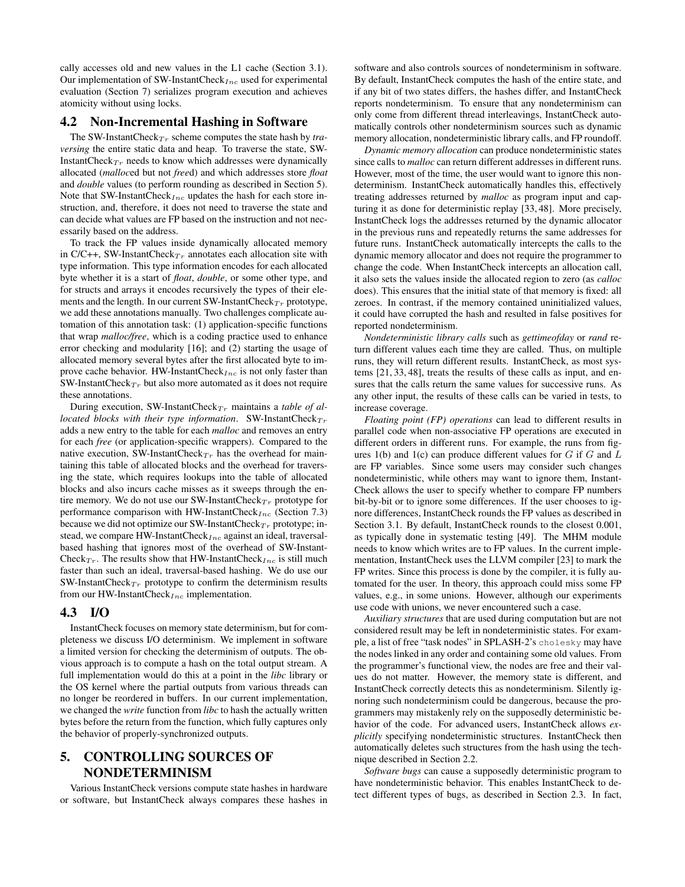cally accesses old and new values in the L1 cache (Section 3.1). Our implementation of SW-InstantCheck$_{Inc}$ used for experimental evaluation (Section 7) serializes program execution and achieves atomicity without using locks.

## 4.2 Non-Incremental Hashing in Software

The SW-InstantCheck$_{Tr}$ scheme computes the state hash by *traversing* the entire static data and heap. To traverse the state, SW-InstantCheck$_{Tr}$ needs to know which addresses were dynamically allocated (*malloc*ed but not *free*d) and which addresses store *float* and *double* values (to perform rounding as described in Section 5). Note that SW-InstantCheck$_{Inc}$ updates the hash for each store instruction, and, therefore, it does not need to traverse the state and can decide what values are FP based on the instruction and not necessarily based on the address.

To track the FP values inside dynamically allocated memory in C/C++, SW-InstantCheck$_{Tr}$ annotates each allocation site with type information. This type information encodes for each allocated byte whether it is a start of *float*, *double*, or some other type, and for structs and arrays it encodes recursively the types of their elements and the length. In our current SW-InstantCheck$_{Tr}$ prototype, we add these annotations manually. Two challenges complicate automation of this annotation task: (1) application-specific functions that wrap *malloc/free*, which is a coding practice used to enhance error checking and modularity [16]; and (2) starting the usage of allocated memory several bytes after the first allocated byte to improve cache behavior. HW-InstantCheck$_{Inc}$ is not only faster than SW-InstantCheck$_{Tr}$ but also more automated as it does not require these annotations.

During execution, SW-InstantCheck$_{Tr}$ maintains a *table of allocated blocks with their type information*. SW-InstantCheck$_{Tr}$ adds a new entry to the table for each *malloc* and removes an entry for each *free* (or application-specific wrappers). Compared to the native execution, SW-InstantCheck$_{Tr}$ has the overhead for maintaining this table of allocated blocks and the overhead for traversing the state, which requires lookups into the table of allocated blocks and also incurs cache misses as it sweeps through the entire memory. We do not use our SW-InstantCheck$_{Tr}$ prototype for performance comparison with HW-InstantCheck$_{Inc}$ (Section 7.3) because we did not optimize our SW-InstantCheck$_{Tr}$ prototype; instead, we compare HW-InstantCheck$_{Inc}$ against an ideal, traversal-based hashing that ignores most of the overhead of SW-InstantCheck$_{Tr}$. The results show that HW-InstantCheck$_{Inc}$ is still much faster than such an ideal, traversal-based hashing. We do use our SW-InstantCheck$_{Tr}$ prototype to confirm the determinism results from our HW-InstantCheck$_{Inc}$ implementation.

## 4.3 I/O

InstantCheck focuses on memory state determinism, but for completeness we discuss I/O determinism. We implement in software a limited version for checking the determinism of outputs. The obvious approach is to compute a hash on the total output stream. A full implementation would do this at a point in the *libc* library or the OS kernel where the partial outputs from various threads can no longer be reordered in buffers. In our current implementation, we changed the *write* function from *libc* to hash the actually written bytes before the return from the function, which fully captures only the behavior of properly-synchronized outputs.

# 5. CONTROLLING SOURCES OF NONDETERMINISM

Various InstantCheck versions compute state hashes in hardware or software, but InstantCheck always compares these hashes in software and also controls sources of nondeterminism in software. By default, InstantCheck computes the hash of the entire state, and if any bit of two states differs, the hashes differ, and InstantCheck reports nondeterminism. To ensure that any nondeterminism can only come from different thread interleavings, InstantCheck automatically controls other nondeterminism sources such as dynamic memory allocation, nondeterministic library calls, and FP roundoff.

*Dynamic memory allocation* can produce nondeterministic states since calls to *malloc* can return different addresses in different runs. However, most of the time, the user would want to ignore this nondeterminism. InstantCheck automatically handles this, effectively treating addresses returned by *malloc* as program input and capturing it as done for deterministic replay [33, 48]. More precisely, InstantCheck logs the addresses returned by the dynamic allocator in the previous runs and repeatedly returns the same addresses for future runs. InstantCheck automatically intercepts the calls to the dynamic memory allocator and does not require the programmer to change the code. When InstantCheck intercepts an allocation call, it also sets the values inside the allocated region to zero (as *calloc* does). This ensures that the initial state of that memory is fixed: all zeroes. In contrast, if the memory contained uninitialized values, it could have corrupted the hash and resulted in false positives for reported nondeterminism.

*Nondeterministic library calls* such as *gettimeofday* or *rand* return different values each time they are called. Thus, on multiple runs, they will return different results. InstantCheck, as most systems [21, 33, 48], treats the results of these calls as input, and ensures that the calls return the same values for successive runs. As any other input, the results of these calls can be varied in tests, to increase coverage.

*Floating point (FP) operations* can lead to different results in parallel code when non-associative FP operations are executed in different orders in different runs. For example, the runs from figures 1(b) and 1(c) can produce different values for $G$ if $G$ and $L$ are FP variables. Since some users may consider such changes nondeterministic, while others may want to ignore them, InstantCheck allows the user to specify whether to compare FP numbers bit-by-bit or to ignore some differences. If the user chooses to ignore differences, InstantCheck rounds the FP values as described in Section 3.1. By default, InstantCheck rounds to the closest 0.001, as typically done in systematic testing [49]. The MHM module needs to know which writes are to FP values. In the current implementation, InstantCheck uses the LLVM compiler [23] to mark the FP writes. Since this process is done by the compiler, it is fully automated for the user. In theory, this approach could miss some FP values, e.g., in some unions. However, although our experiments use code with unions, we never encountered such a case.

*Auxiliary structures* that are used during computation but are not considered result may be left in nondeterministic states. For example, a list of free "task nodes" in SPLASH-2's `cholesky` may have the nodes linked in any order and containing some old values. From the programmer's functional view, the nodes are free and their values do not matter. However, the memory state is different, and InstantCheck correctly detects this as nondeterminism. Silently ignoring such nondeterminism could be dangerous, because the programmers may mistakenly rely on the supposedly deterministic behavior of the code. For advanced users, InstantCheck allows *explicitly* specifying nondeterministic structures. InstantCheck then automatically deletes such structures from the hash using the technique described in Section 2.2.

*Software bugs* can cause a supposedly deterministic program to have nondeterministic behavior. This enables InstantCheck to detect different types of bugs, as described in Section 2.3. In fact,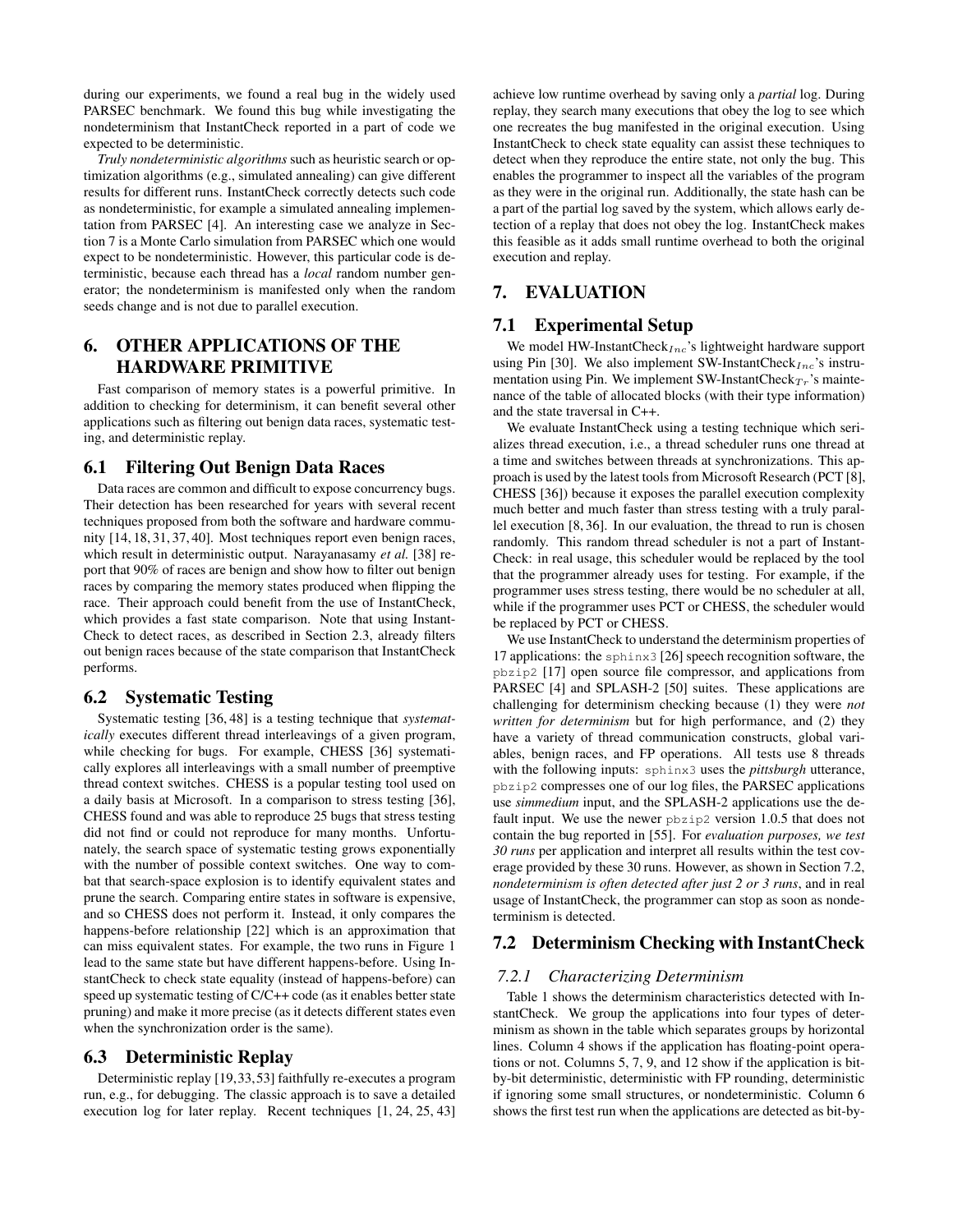during our experiments, we found a real bug in the widely used PARSEC benchmark. We found this bug while investigating the nondeterminism that InstantCheck reported in a part of code we expected to be deterministic.

*Truly nondeterministic algorithms* such as heuristic search or optimization algorithms (e.g., simulated annealing) can give different results for different runs. InstantCheck correctly detects such code as nondeterministic, for example a simulated annealing implementation from PARSEC [4]. An interesting case we analyze in Section 7 is a Monte Carlo simulation from PARSEC which one would expect to be nondeterministic. However, this particular code is deterministic, because each thread has a *local* random number generator; the nondeterminism is manifested only when the random seeds change and is not due to parallel execution.

# 6. OTHER APPLICATIONS OF THE HARDWARE PRIMITIVE

Fast comparison of memory states is a powerful primitive. In addition to checking for determinism, it can benefit several other applications such as filtering out benign data races, systematic testing, and deterministic replay.

## 6.1 Filtering Out Benign Data Races

Data races are common and difficult to expose concurrency bugs. Their detection has been researched for years with several recent techniques proposed from both the software and hardware community [14, 18, 31, 37, 40]. Most techniques report even benign races, which result in deterministic output. Narayanasamy *et al.* [38] report that 90% of races are benign and show how to filter out benign races by comparing the memory states produced when flipping the race. Their approach could benefit from the use of InstantCheck, which provides a fast state comparison. Note that using InstantCheck to detect races, as described in Section 2.3, already filters out benign races because of the state comparison that InstantCheck performs.

## 6.2 Systematic Testing

Systematic testing [36, 48] is a testing technique that *systematically* executes different thread interleavings of a given program, while checking for bugs. For example, CHESS [36] systematically explores all interleavings with a small number of preemptive thread context switches. CHESS is a popular testing tool used on a daily basis at Microsoft. In a comparison to stress testing [36], CHESS found and was able to reproduce 25 bugs that stress testing did not find or could not reproduce for many months. Unfortunately, the search space of systematic testing grows exponentially with the number of possible context switches. One way to combat that search-space explosion is to identify equivalent states and prune the search. Comparing entire states in software is expensive, and so CHESS does not perform it. Instead, it only compares the happens-before relationship [22] which is an approximation that can miss equivalent states. For example, the two runs in Figure 1 lead to the same state but have different happens-before. Using InstantCheck to check state equality (instead of happens-before) can speed up systematic testing of C/C++ code (as it enables better state pruning) and make it more precise (as it detects different states even when the synchronization order is the same).

## 6.3 Deterministic Replay

Deterministic replay [19,33,53] faithfully re-executes a program run, e.g., for debugging. The classic approach is to save a detailed execution log for later replay. Recent techniques [1, 24, 25, 43] achieve low runtime overhead by saving only a *partial* log. During replay, they search many executions that obey the log to see which one recreates the bug manifested in the original execution. Using InstantCheck to check state equality can assist these techniques to detect when they reproduce the entire state, not only the bug. This enables the programmer to inspect all the variables of the program as they were in the original run. Additionally, the state hash can be a part of the partial log saved by the system, which allows early detection of a replay that does not obey the log. InstantCheck makes this feasible as it adds small runtime overhead to both the original execution and replay.

# 7. EVALUATION

## 7.1 Experimental Setup

We model HW-InstantCheck$_{Inc}$'s lightweight hardware support using Pin [30]. We also implement SW-InstantCheck$_{Inc}$'s instrumentation using Pin. We implement SW-InstantCheck$_{Tr}$'s maintenance of the table of allocated blocks (with their type information) and the state traversal in C++.

We evaluate InstantCheck using a testing technique which serializes thread execution, i.e., a thread scheduler runs one thread at a time and switches between threads at synchronizations. This approach is used by the latest tools from Microsoft Research (PCT [8], CHESS [36]) because it exposes the parallel execution complexity much better and much faster than stress testing with a truly parallel execution [8, 36]. In our evaluation, the thread to run is chosen randomly. This random thread scheduler is not a part of InstantCheck: in real usage, this scheduler would be replaced by the tool that the programmer already uses for testing. For example, if the programmer uses stress testing, there would be no scheduler at all, while if the programmer uses PCT or CHESS, the scheduler would be replaced by PCT or CHESS.

We use InstantCheck to understand the determinism properties of 17 applications: the `sphinx3` [26] speech recognition software, the `pbzip2` [17] open source file compressor, and applications from PARSEC [4] and SPLASH-2 [50] suites. These applications are challenging for determinism checking because (1) they were *not written for determinism* but for high performance, and (2) they have a variety of thread communication constructs, global variables, benign races, and FP operations. All tests use 8 threads with the following inputs: `sphinx3` uses the *pittsburgh* utterance, `pbzip2` compresses one of our log files, the PARSEC applications use *simmedium* input, and the SPLASH-2 applications use the default input. We use the newer `pbzip2` version 1.0.5 that does not contain the bug reported in [55]. For *evaluation purposes, we test 30 runs* per application and interpret all results within the test coverage provided by these 30 runs. However, as shown in Section 7.2, *nondeterminism is often detected after just 2 or 3 runs*, and in real usage of InstantCheck, the programmer can stop as soon as nondeterminism is detected.

## 7.2 Determinism Checking with InstantCheck

### 7.2.1 Characterizing Determinism

Table 1 shows the determinism characteristics detected with InstantCheck. We group the applications into four types of determinism as shown in the table which separates groups by horizontal lines. Column 4 shows if the application has floating-point operations or not. Columns 5, 7, 9, and 12 show if the application is bit-by-bit deterministic, deterministic with FP rounding, deterministic if ignoring some small structures, or nondeterministic. Column 6 shows the first test run when the applications are detected as bit-by-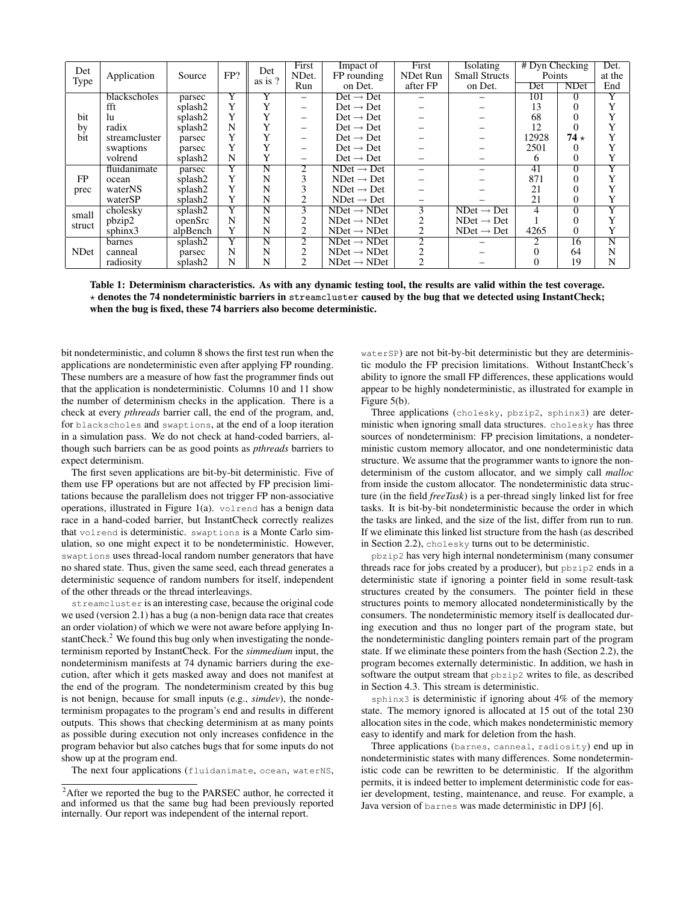| Det Type | Application | Source | FP? | Det as is ? | First NDet. Run | Impact of FP rounding on Det. | First NDet Run after FP | Isolating Small Structs on Det. | # Dyn Checking Points | | Det. at the End |
|---|---|---|---|---|---|---|---|---|---|---|---|
| | | | | | | | | | Det | NDet | |
| bit by bit | blackscholes | parsec | Y | Y | – | Det → Det | – | – | 101 | 0 | Y |
| | fft | splash2 | Y | Y | – | Det → Det | – | – | 13 | 0 | Y |
| | lu | splash2 | Y | Y | – | Det → Det | – | – | 68 | 0 | Y |
| | radix | splash2 | N | Y | – | Det → Det | – | – | 12 | 0 | Y |
| | streamcluster | parsec | Y | Y | – | Det → Det | – | – | 12928 | **74** ⋆ | Y |
| | swaptions | parsec | Y | Y | – | Det → Det | – | – | 2501 | 0 | Y |
| | volrend | splash2 | N | Y | – | Det → Det | – | – | 6 | 0 | Y |
| FP prec | fluidanimate | parsec | Y | N | 2 | NDet → Det | – | – | 41 | 0 | Y |
| | ocean | splash2 | Y | N | 3 | NDet → Det | – | – | 871 | 0 | Y |
| | waterNS | splash2 | Y | N | 3 | NDet → Det | – | – | 21 | 0 | Y |
| | waterSP | splash2 | Y | N | 2 | NDet → Det | – | – | 21 | 0 | Y |
| small struct | cholesky | splash2 | Y | N | 3 | NDet → NDet | 3 | NDet → Det | 4 | 0 | Y |
| | pbzip2 | openSrc | N | N | 2 | NDet → NDet | 2 | NDet → Det | 1 | 0 | Y |
| | sphinx3 | alpBench | Y | N | 2 | NDet → NDet | 2 | NDet → Det | 4265 | 0 | Y |
| NDet | barnes | splash2 | Y | N | 2 | NDet → NDet | 2 | – | 2 | 16 | N |
| | canneal | parsec | N | N | 2 | NDet → NDet | 2 | – | 0 | 64 | N |
| | radiosity | splash2 | N | N | 2 | NDet → NDet | 2 | – | 0 | 19 | N |

**Table 1: Determinism characteristics. As with any dynamic testing tool, the results are valid within the test coverage. ⋆ denotes the 74 nondeterministic barriers in `streamcluster` caused by the bug that we detected using InstantCheck; when the bug is fixed, these 74 barriers also become deterministic.**

bit nondeterministic, and column 8 shows the first test run when the applications are nondeterministic even after applying FP rounding. These numbers are a measure of how fast the programmer finds out that the application is nondeterministic. Columns 10 and 11 show the number of determinism checks in the application. There is a check at every *pthreads* barrier call, the end of the program, and, for `blackscholes` and `swaptions`, at the end of a loop iteration in a simulation pass. We do not check at hand-coded barriers, although such barriers can be as good points as *pthreads* barriers to expect determinism.

The first seven applications are bit-by-bit deterministic. Five of them use FP operations but are not affected by FP precision limitations because the parallelism does not trigger FP non-associative operations, illustrated in Figure 1(a). `volrend` has a benign data race in a hand-coded barrier, but InstantCheck correctly realizes that `volrend` is deterministic. `swaptions` is a Monte Carlo simulation, so one might expect it to be nondeterministic. However, `swaptions` uses thread-local random number generators that have no shared state. Thus, given the same seed, each thread generates a deterministic sequence of random numbers for itself, independent of the other threads or the thread interleavings.

`streamcluster` is an interesting case, because the original code we used (version 2.1) has a bug (a non-benign data race that creates an order violation) of which we were not aware before applying InstantCheck.[2] We found this bug only when investigating the nondeterminism reported by InstantCheck. For the *simmedium* input, the nondeterminism manifests at 74 dynamic barriers during the execution, after which it gets masked away and does not manifest at the end of the program. The nondeterminism created by this bug is not benign, because for small inputs (e.g., *simdev*), the nondeterminism propagates to the program's end and results in different outputs. This shows that checking determinism at as many points as possible during execution not only increases confidence in the program behavior but also catches bugs that for some inputs do not show up at the program end.

The next four applications (`fluidanimate`, `ocean`, `waterNS`, `waterSP`) are not bit-by-bit deterministic but they are deterministic modulo the FP precision limitations. Without InstantCheck's ability to ignore the small FP differences, these applications would appear to be highly nondeterministic, as illustrated for example in Figure 5(b).

Three applications (`cholesky`, `pbzip2`, `sphinx3`) are deterministic when ignoring small data structures. `cholesky` has three sources of nondeterminism: FP precision limitations, a nondeterministic custom memory allocator, and one nondeterministic data structure. We assume that the programmer wants to ignore the nondeterminism of the custom allocator, and we simply call *malloc* from inside the custom allocator. The nondeterministic data structure (in the field *freeTask*) is a per-thread singly linked list for free tasks. It is bit-by-bit nondeterministic because the order in which the tasks are linked, and the size of the list, differ from run to run. If we eliminate this linked list structure from the hash (as described in Section 2.2), `cholesky` turns out to be deterministic.

`pbzip2` has very high internal nondeterminism (many consumer threads race for jobs created by a producer), but `pbzip2` ends in a deterministic state if ignoring a pointer field in some result-task structures created by the consumers. The pointer field in these structures points to memory allocated nondeterministically by the consumers. The nondeterministic memory itself is deallocated during execution and thus no longer part of the program state, but the nondeterministic dangling pointers remain part of the program state. If we eliminate these pointers from the hash (Section 2.2), the program becomes externally deterministic. In addition, we hash in software the output stream that `pbzip2` writes to file, as described in Section 4.3. This stream is deterministic.

`sphinx3` is deterministic if ignoring about 4% of the memory state. The memory ignored is allocated at 15 out of the total 230 allocation sites in the code, which makes nondeterministic memory easy to identify and mark for deletion from the hash.

Three applications (`barnes`, `canneal`, `radiosity`) end up in nondeterministic states with many differences. Some nondeterministic code can be rewritten to be deterministic. If the algorithm permits, it is indeed better to implement deterministic code for easier development, testing, maintenance, and reuse. For example, a Java version of `barnes` was made deterministic in DPJ [6].

[2] After we reported the bug to the PARSEC author, he corrected it and informed us that the same bug had been previously reported internally. Our report was independent of the internal report.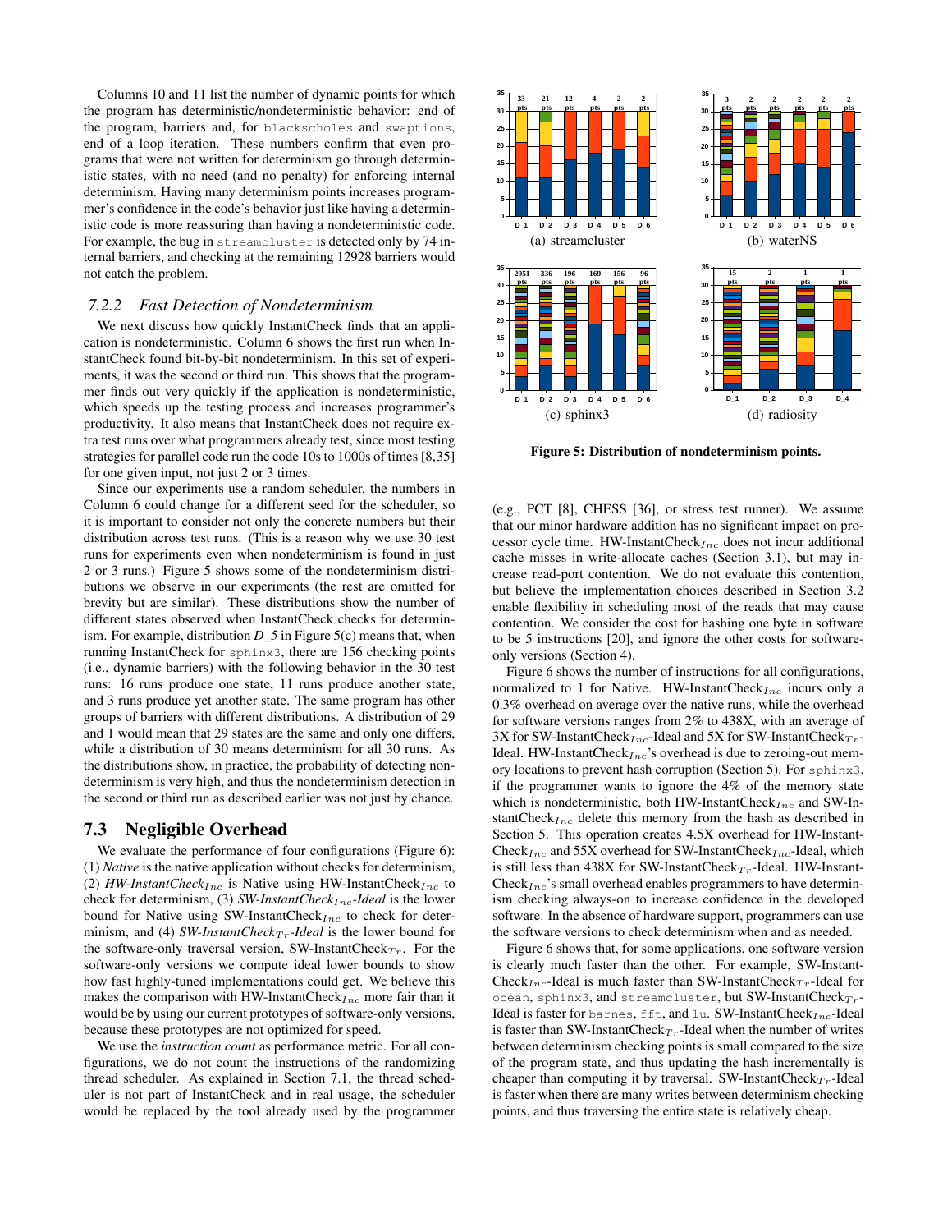Columns 10 and 11 list the number of dynamic points for which the program has deterministic/nondeterministic behavior: end of the program, barriers and, for `blackscholes` and `swaptions`, end of a loop iteration. These numbers confirm that even programs that were not written for determinism go through deterministic states, with no need (and no penalty) for enforcing internal determinism. Having many determinism points increases programmer's confidence in the code's behavior just like having a deterministic code is more reassuring than having a nondeterministic code. For example, the bug in `streamcluster` is detected only by 74 internal barriers, and checking at the remaining 12928 barriers would not catch the problem.

### 7.2.2 Fast Detection of Nondeterminism

We next discuss how quickly InstantCheck finds that an application is nondeterministic. Column 6 shows the first run when InstantCheck found bit-by-bit nondeterminism. In this set of experiments, it was the second or third run. This shows that the programmer finds out very quickly if the application is nondeterministic, which speeds up the testing process and increases programmer's productivity. It also means that InstantCheck does not require extra test runs over what programmers already test, since most testing strategies for parallel code run the code 10s to 1000s of times [8,35] for one given input, not just 2 or 3 times.

Since our experiments use a random scheduler, the numbers in Column 6 could change for a different seed for the scheduler, so it is important to consider not only the concrete numbers but their distribution across test runs. (This is a reason why we use 30 test runs for experiments even when nondeterminism is found in just 2 or 3 runs.) Figure 5 shows some of the nondeterminism distributions we observe in our experiments (the rest are omitted for brevity but are similar). These distributions show the number of different states observed when InstantCheck checks for determinism. For example, distribution *D_5* in Figure 5(c) means that, when running InstantCheck for `sphinx3`, there are 156 checking points (i.e., dynamic barriers) with the following behavior in the 30 test runs: 16 runs produce one state, 11 runs produce another state, and 3 runs produce yet another state. The same program has other groups of barriers with different distributions. A distribution of 29 and 1 would mean that 29 states are the same and only one differs, while a distribution of 30 means determinism for all 30 runs. As the distributions show, in practice, the probability of detecting nondeterminism is very high, and thus the nondeterminism detection in the second or third run as described earlier was not just by chance.

**Figure 5: Distribution of nondeterminism points.** (a) streamcluster (b) waterNS (c) sphinx3 (d) radiosity

## 7.3 Negligible Overhead

We evaluate the performance of four configurations (Figure 6): (1) *Native* is the native application without checks for determinism, (2) *HW-InstantCheck$_{Inc}$* is Native using HW-InstantCheck$_{Inc}$ to check for determinism, (3) *SW-InstantCheck$_{Inc}$-Ideal* is the lower bound for Native using SW-InstantCheck$_{Inc}$ to check for determinism, and (4) *SW-InstantCheck$_{Tr}$-Ideal* is the lower bound for the software-only traversal version, SW-InstantCheck$_{Tr}$. For the software-only versions we compute ideal lower bounds to show how fast highly-tuned implementations could get. We believe this makes the comparison with HW-InstantCheck$_{Inc}$ more fair than it would be by using our current prototypes of software-only versions, because these prototypes are not optimized for speed.

We use the *instruction count* as performance metric. For all configurations, we do not count the instructions of the randomizing thread scheduler. As explained in Section 7.1, the thread scheduler is not part of InstantCheck and in real usage, the scheduler would be replaced by the tool already used by the programmer (e.g., PCT [8], CHESS [36], or stress test runner). We assume that our minor hardware addition has no significant impact on processor cycle time. HW-InstantCheck$_{Inc}$ does not incur additional cache misses in write-allocate caches (Section 3.1), but may increase read-port contention. We do not evaluate this contention, but believe the implementation choices described in Section 3.2 enable flexibility in scheduling most of the reads that may cause contention. We consider the cost for hashing one byte in software to be 5 instructions [20], and ignore the other costs for software-only versions (Section 4).

Figure 6 shows the number of instructions for all configurations, normalized to 1 for Native. HW-InstantCheck$_{Inc}$ incurs only a 0.3% overhead on average over the native runs, while the overhead for software versions ranges from 2% to 438X, with an average of 3X for SW-InstantCheck$_{Inc}$-Ideal and 5X for SW-InstantCheck$_{Tr}$-Ideal. HW-InstantCheck$_{Inc}$'s overhead is due to zeroing-out memory locations to prevent hash corruption (Section 5). For `sphinx3`, if the programmer wants to ignore the 4% of the memory state which is nondeterministic, both HW-InstantCheck$_{Inc}$ and SW-InstantCheck$_{Inc}$ delete this memory from the hash as described in Section 5. This operation creates 4.5X overhead for HW-InstantCheck$_{Inc}$ and 55X overhead for SW-InstantCheck$_{Inc}$-Ideal, which is still less than 438X for SW-InstantCheck$_{Tr}$-Ideal. HW-InstantCheck$_{Inc}$'s small overhead enables programmers to have determinism checking always-on to increase confidence in the developed software. In the absence of hardware support, programmers can use the software versions to check determinism when and as needed.

Figure 6 shows that, for some applications, one software version is clearly much faster than the other. For example, SW-InstantCheck$_{Inc}$-Ideal is much faster than SW-InstantCheck$_{Tr}$-Ideal for `ocean`, `sphinx3`, and `streamcluster`, but SW-InstantCheck$_{Tr}$-Ideal is faster for `barnes`, `fft`, and `lu`. SW-InstantCheck$_{Inc}$-Ideal is faster than SW-InstantCheck$_{Tr}$-Ideal when the number of writes between determinism checking points is small compared to the size of the program state, and thus updating the hash incrementally is cheaper than computing it by traversal. SW-InstantCheck$_{Tr}$-Ideal is faster when there are many writes between determinism checking points, and thus traversing the entire state is relatively cheap.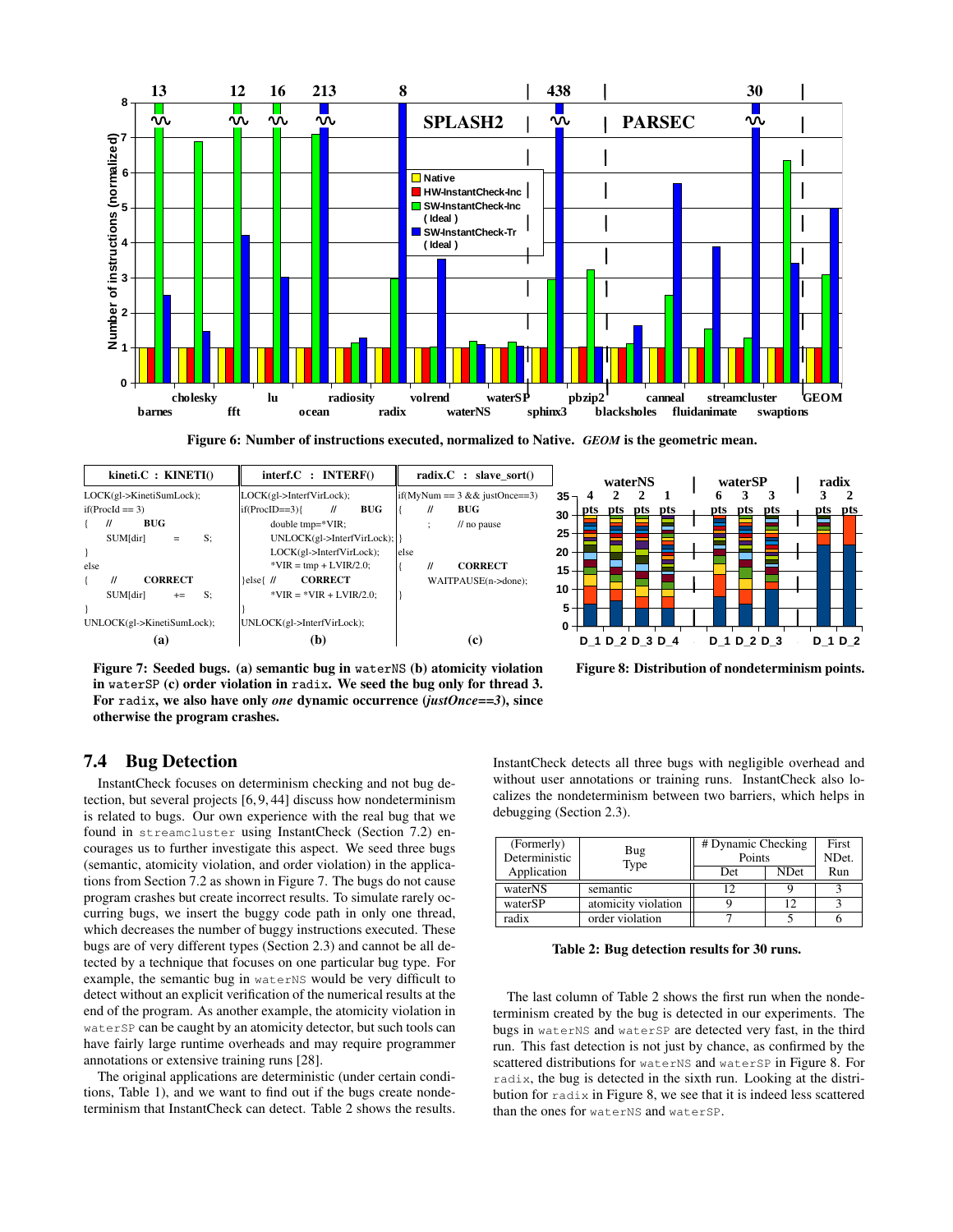Figure 6: Number of instructions executed, normalized to Native. *GEOM* is the geometric mean.

**kineti.C : KINETI()**

```
LOCK(gl->KinetiSumLock);
if(ProcId == 3)
{   //       BUG
    SUM[dir]     =     S;
}
else
{   //       CORRECT
    SUM[dir]     +=    S;
}
UNLOCK(gl->KinetiSumLock);
```

(a)

**interf.C : INTERF()**

```
LOCK(gl->InterfVirLock);
if(ProcID==3){      //      BUG
    double tmp=*VIR;
    UNLOCK(gl->InterfVirLock);
    LOCK(gl->InterfVirLock);
    *VIR = tmp + LVIR/2.0;
}else{ //       CORRECT
    *VIR = *VIR + LVIR/2.0;
}
UNLOCK(gl->InterfVirLock);
```

(b)

**radix.C : slave_sort()**

```
if(MyNum == 3 && justOnce==3)
{   //       BUG
    ;        // no pause
}
else
{   //       CORRECT
    WAITPAUSE(n->done);
}
```

(c)

Figure 7: Seeded bugs. (a) semantic bug in waterNS (b) atomicity violation in waterSP (c) order violation in radix. We seed the bug only for thread 3. For radix, we also have only *one* dynamic occurrence (*justOnce==3*), since otherwise the program crashes.

Figure 8: Distribution of nondeterminism points.

## 7.4 Bug Detection

InstantCheck focuses on determinism checking and not bug detection, but several projects [6, 9, 44] discuss how nondeterminism is related to bugs. Our own experience with the real bug that we found in streamcluster using InstantCheck (Section 7.2) encourages us to further investigate this aspect. We seed three bugs (semantic, atomicity violation, and order violation) in the applications from Section 7.2 as shown in Figure 7. The bugs do not cause program crashes but create incorrect results. To simulate rarely occurring bugs, we insert the buggy code path in only one thread, which decreases the number of buggy instructions executed. These bugs are of very different types (Section 2.3) and cannot be all detected by a technique that focuses on one particular bug type. For example, the semantic bug in waterNS would be very difficult to detect without an explicit verification of the numerical results at the end of the program. As another example, the atomicity violation in waterSP can be caught by an atomicity detector, but such tools can have fairly large runtime overheads and may require programmer annotations or extensive training runs [28].

The original applications are deterministic (under certain conditions, Table 1), and we want to find out if the bugs create nondeterminism that InstantCheck can detect. Table 2 shows the results. InstantCheck detects all three bugs with negligible overhead and without user annotations or training runs. InstantCheck also localizes the nondeterminism between two barriers, which helps in debugging (Section 2.3).

| (Formerly) Deterministic Application | Bug Type | # Dynamic Checking Points | | First NDet. Run |
|---|---|---|---|---|
| | | Det | NDet | |
| waterNS | semantic | 12 | 9 | 3 |
| waterSP | atomicity violation | 9 | 12 | 3 |
| radix | order violation | 7 | 5 | 6 |

Table 2: Bug detection results for 30 runs.

The last column of Table 2 shows the first run when the nondeterminism created by the bug is detected in our experiments. The bugs in waterNS and waterSP are detected very fast, in the third run. This fast detection is not just by chance, as confirmed by the scattered distributions for waterNS and waterSP in Figure 8. For radix, the bug is detected in the sixth run. Looking at the distribution for radix in Figure 8, we see that it is indeed less scattered than the ones for waterNS and waterSP.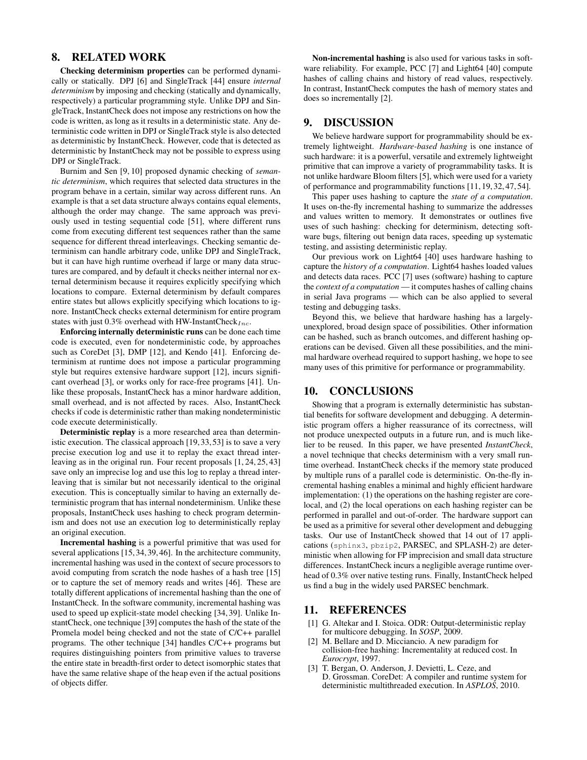## 8. RELATED WORK

**Checking determinism properties** can be performed dynamically or statically. DPJ [6] and SingleTrack [44] ensure *internal determinism* by imposing and checking (statically and dynamically, respectively) a particular programming style. Unlike DPJ and SingleTrack, InstantCheck does not impose any restrictions on how the code is written, as long as it results in a deterministic state. Any deterministic code written in DPJ or SingleTrack style is also detected as deterministic by InstantCheck. However, code that is detected as deterministic by InstantCheck may not be possible to express using DPJ or SingleTrack.

Burnim and Sen [9, 10] proposed dynamic checking of *semantic determinism*, which requires that selected data structures in the program behave in a certain, similar way across different runs. An example is that a set data structure always contains equal elements, although the order may change. The same approach was previously used in testing sequential code [51], where different runs come from executing different test sequences rather than the same sequence for different thread interleavings. Checking semantic determinism can handle arbitrary code, unlike DPJ and SingleTrack, but it can have high runtime overhead if large or many data structures are compared, and by default it checks neither internal nor external determinism because it requires explicitly specifying which locations to compare. External determinism by default compares entire states but allows explicitly specifying which locations to ignore. InstantCheck checks external determinism for entire program states with just 0.3% overhead with HW-InstantCheck$_{Inc}$.

**Enforcing internally deterministic runs** can be done each time code is executed, even for nondeterministic code, by approaches such as CoreDet [3], DMP [12], and Kendo [41]. Enforcing determinism at runtime does not impose a particular programming style but requires extensive hardware support [12], incurs significant overhead [3], or works only for race-free programs [41]. Unlike these proposals, InstantCheck has a minor hardware addition, small overhead, and is not affected by races. Also, InstantCheck checks if code is deterministic rather than making nondeterministic code execute deterministically.

**Deterministic replay** is a more researched area than deterministic execution. The classical approach [19, 33, 53] is to save a very precise execution log and use it to replay the exact thread interleaving as in the original run. Four recent proposals [1, 24, 25, 43] save only an imprecise log and use this log to replay a thread interleaving that is similar but not necessarily identical to the original execution. This is conceptually similar to having an externally deterministic program that has internal nondeterminism. Unlike these proposals, InstantCheck uses hashing to check program determinism and does not use an execution log to deterministically replay an original execution.

**Incremental hashing** is a powerful primitive that was used for several applications [15, 34, 39, 46]. In the architecture community, incremental hashing was used in the context of secure processors to avoid computing from scratch the node hashes of a hash tree [15] or to capture the set of memory reads and writes [46]. These are totally different applications of incremental hashing than the one of InstantCheck. In the software community, incremental hashing was used to speed up explicit-state model checking [34, 39]. Unlike InstantCheck, one technique [39] computes the hash of the state of the Promela model being checked and not the state of C/C++ parallel programs. The other technique [34] handles C/C++ programs but requires distinguishing pointers from primitive values to traverse the entire state in breadth-first order to detect isomorphic states that have the same relative shape of the heap even if the actual positions of objects differ.

**Non-incremental hashing** is also used for various tasks in software reliability. For example, PCC [7] and Light64 [40] compute hashes of calling chains and history of read values, respectively. In contrast, InstantCheck computes the hash of memory states and does so incrementally [2].

## 9. DISCUSSION

We believe hardware support for programmability should be extremely lightweight. *Hardware-based hashing* is one instance of such hardware: it is a powerful, versatile and extremely lightweight primitive that can improve a variety of programmability tasks. It is not unlike hardware Bloom filters [5], which were used for a variety of performance and programmability functions [11, 19, 32, 47, 54].

This paper uses hashing to capture the *state of a computation*. It uses on-the-fly incremental hashing to summarize the addresses and values written to memory. It demonstrates or outlines five uses of such hashing: checking for determinism, detecting software bugs, filtering out benign data races, speeding up systematic testing, and assisting deterministic replay.

Our previous work on Light64 [40] uses hardware hashing to capture the *history of a computation*. Light64 hashes loaded values and detects data races. PCC [7] uses (software) hashing to capture the *context of a computation* — it computes hashes of calling chains in serial Java programs — which can be also applied to several testing and debugging tasks.

Beyond this, we believe that hardware hashing has a largely-unexplored, broad design space of possibilities. Other information can be hashed, such as branch outcomes, and different hashing operations can be devised. Given all these possibilities, and the minimal hardware overhead required to support hashing, we hope to see many uses of this primitive for performance or programmability.

## 10. CONCLUSIONS

Showing that a program is externally deterministic has substantial benefits for software development and debugging. A deterministic program offers a higher reassurance of its correctness, will not produce unexpected outputs in a future run, and is much likelier to be reused. In this paper, we have presented *InstantCheck*, a novel technique that checks determinism with a very small runtime overhead. InstantCheck checks if the memory state produced by multiple runs of a parallel code is deterministic. On-the-fly incremental hashing enables a minimal and highly efficient hardware implementation: (1) the operations on the hashing register are core-local, and (2) the local operations on each hashing register can be performed in parallel and out-of-order. The hardware support can be used as a primitive for several other development and debugging tasks. Our use of InstantCheck showed that 14 out of 17 applications (sphinx3, pbzip2, PARSEC, and SPLASH-2) are deterministic when allowing for FP imprecision and small data structure differences. InstantCheck incurs a negligible average runtime overhead of 0.3% over native testing runs. Finally, InstantCheck helped us find a bug in the widely used PARSEC benchmark.

## 11. REFERENCES

[1] G. Altekar and I. Stoica. ODR: Output-deterministic replay for multicore debugging. In *SOSP*, 2009.

[2] M. Bellare and D. Micciancio. A new paradigm for collision-free hashing: Incrementality at reduced cost. In *Eurocrypt*, 1997.

[3] T. Bergan, O. Anderson, J. Devietti, L. Ceze, and D. Grossman. CoreDet: A compiler and runtime system for deterministic multithreaded execution. In *ASPLOS*, 2010.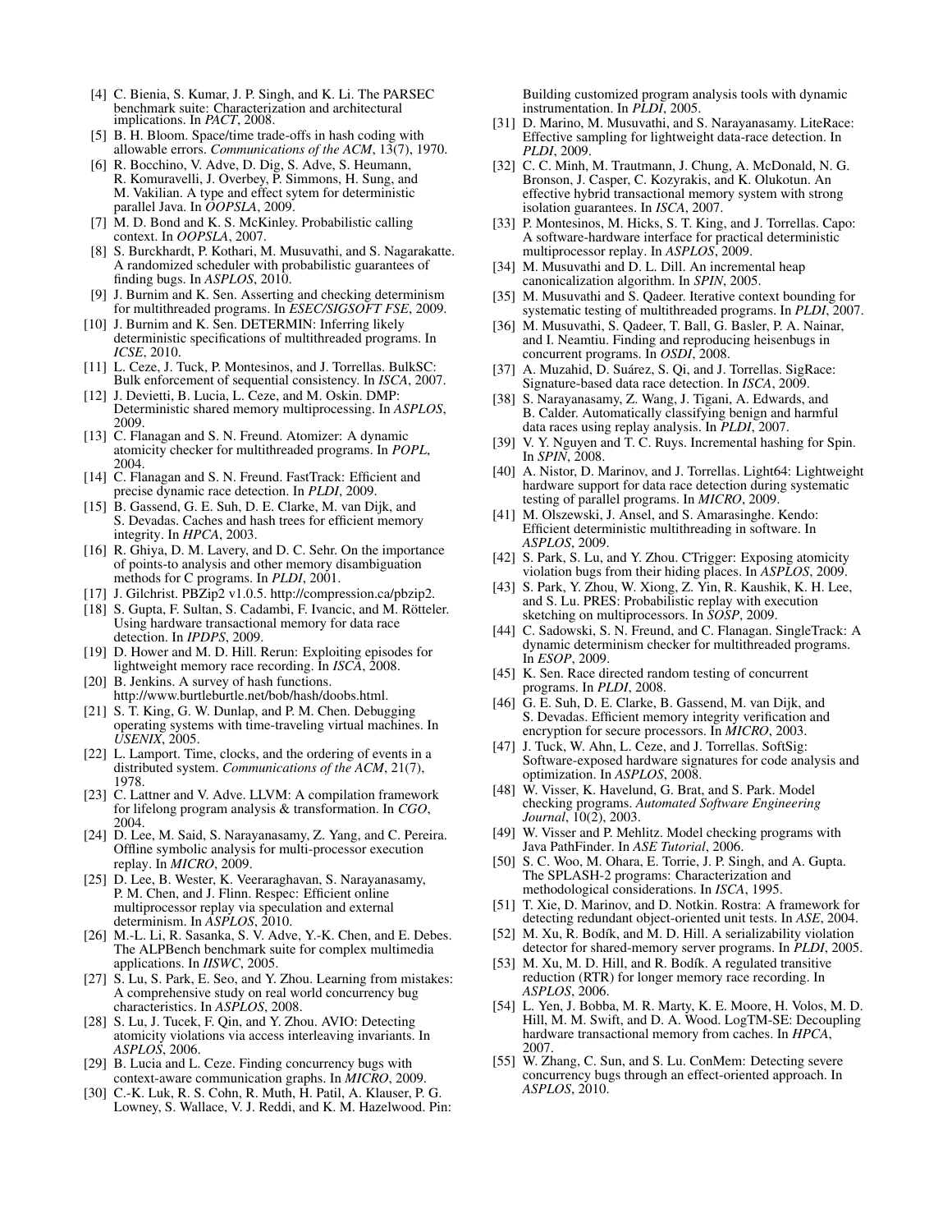- [4] C. Bienia, S. Kumar, J. P. Singh, and K. Li. The PARSEC benchmark suite: Characterization and architectural implications. In *PACT*, 2008.
- [5] B. H. Bloom. Space/time trade-offs in hash coding with allowable errors. *Communications of the ACM*, 13(7), 1970.
- [6] R. Bocchino, V. Adve, D. Dig, S. Adve, S. Heumann, R. Komuravelli, J. Overbey, P. Simmons, H. Sung, and M. Vakilian. A type and effect sytem for deterministic parallel Java. In *OOPSLA*, 2009.
- [7] M. D. Bond and K. S. McKinley. Probabilistic calling context. In *OOPSLA*, 2007.
- [8] S. Burckhardt, P. Kothari, M. Musuvathi, and S. Nagarakatte. A randomized scheduler with probabilistic guarantees of finding bugs. In *ASPLOS*, 2010.
- [9] J. Burnim and K. Sen. Asserting and checking determinism for multithreaded programs. In *ESEC/SIGSOFT FSE*, 2009.
- [10] J. Burnim and K. Sen. DETERMIN: Inferring likely deterministic specifications of multithreaded programs. In *ICSE*, 2010.
- [11] L. Ceze, J. Tuck, P. Montesinos, and J. Torrellas. BulkSC: Bulk enforcement of sequential consistency. In *ISCA*, 2007.
- [12] J. Devietti, B. Lucia, L. Ceze, and M. Oskin. DMP: Deterministic shared memory multiprocessing. In *ASPLOS*, 2009.
- [13] C. Flanagan and S. N. Freund. Atomizer: A dynamic atomicity checker for multithreaded programs. In *POPL*, 2004.
- [14] C. Flanagan and S. N. Freund. FastTrack: Efficient and precise dynamic race detection. In *PLDI*, 2009.
- [15] B. Gassend, G. E. Suh, D. E. Clarke, M. van Dijk, and S. Devadas. Caches and hash trees for efficient memory integrity. In *HPCA*, 2003.
- [16] R. Ghiya, D. M. Lavery, and D. C. Sehr. On the importance of points-to analysis and other memory disambiguation methods for C programs. In *PLDI*, 2001.
- [17] J. Gilchrist. PBZip2 v1.0.5. http://compression.ca/pbzip2.
- [18] S. Gupta, F. Sultan, S. Cadambi, F. Ivancic, and M. Rötteler. Using hardware transactional memory for data race detection. In *IPDPS*, 2009.
- [19] D. Hower and M. D. Hill. Rerun: Exploiting episodes for lightweight memory race recording. In *ISCA*, 2008.
- [20] B. Jenkins. A survey of hash functions. http://www.burtleburtle.net/bob/hash/doobs.html.
- [21] S. T. King, G. W. Dunlap, and P. M. Chen. Debugging operating systems with time-traveling virtual machines. In *USENIX*, 2005.
- [22] L. Lamport. Time, clocks, and the ordering of events in a distributed system. *Communications of the ACM*, 21(7), 1978.
- [23] C. Lattner and V. Adve. LLVM: A compilation framework for lifelong program analysis & transformation. In *CGO*, 2004.
- [24] D. Lee, M. Said, S. Narayanasamy, Z. Yang, and C. Pereira. Offline symbolic analysis for multi-processor execution replay. In *MICRO*, 2009.
- [25] D. Lee, B. Wester, K. Veeraraghavan, S. Narayanasamy, P. M. Chen, and J. Flinn. Respec: Efficient online multiprocessor replay via speculation and external determinism. In *ASPLOS*, 2010.
- [26] M.-L. Li, R. Sasanka, S. V. Adve, Y.-K. Chen, and E. Debes. The ALPBench benchmark suite for complex multimedia applications. In *IISWC*, 2005.
- [27] S. Lu, S. Park, E. Seo, and Y. Zhou. Learning from mistakes: A comprehensive study on real world concurrency bug characteristics. In *ASPLOS*, 2008.
- [28] S. Lu, J. Tucek, F. Qin, and Y. Zhou. AVIO: Detecting atomicity violations via access interleaving invariants. In *ASPLOS*, 2006.
- [29] B. Lucia and L. Ceze. Finding concurrency bugs with context-aware communication graphs. In *MICRO*, 2009.
- [30] C.-K. Luk, R. S. Cohn, R. Muth, H. Patil, A. Klauser, P. G. Lowney, S. Wallace, V. J. Reddi, and K. M. Hazelwood. Pin: Building customized program analysis tools with dynamic instrumentation. In *PLDI*, 2005.
- [31] D. Marino, M. Musuvathi, and S. Narayanasamy. LiteRace: Effective sampling for lightweight data-race detection. In *PLDI*, 2009.
- [32] C. C. Minh, M. Trautmann, J. Chung, A. McDonald, N. G. Bronson, J. Casper, C. Kozyrakis, and K. Olukotun. An effective hybrid transactional memory system with strong isolation guarantees. In *ISCA*, 2007.
- [33] P. Montesinos, M. Hicks, S. T. King, and J. Torrellas. Capo: A software-hardware interface for practical deterministic multiprocessor replay. In *ASPLOS*, 2009.
- [34] M. Musuvathi and D. L. Dill. An incremental heap canonicalization algorithm. In *SPIN*, 2005.
- [35] M. Musuvathi and S. Qadeer. Iterative context bounding for systematic testing of multithreaded programs. In *PLDI*, 2007.
- [36] M. Musuvathi, S. Qadeer, T. Ball, G. Basler, P. A. Nainar, and I. Neamtiu. Finding and reproducing heisenbugs in concurrent programs. In *OSDI*, 2008.
- [37] A. Muzahid, D. Suárez, S. Qi, and J. Torrellas. SigRace: Signature-based data race detection. In *ISCA*, 2009.
- [38] S. Narayanasamy, Z. Wang, J. Tigani, A. Edwards, and B. Calder. Automatically classifying benign and harmful data races using replay analysis. In *PLDI*, 2007.
- [39] V. Y. Nguyen and T. C. Ruys. Incremental hashing for Spin. In *SPIN*, 2008.
- [40] A. Nistor, D. Marinov, and J. Torrellas. Light64: Lightweight hardware support for data race detection during systematic testing of parallel programs. In *MICRO*, 2009.
- [41] M. Olszewski, J. Ansel, and S. Amarasinghe. Kendo: Efficient deterministic multithreading in software. In *ASPLOS*, 2009.
- [42] S. Park, S. Lu, and Y. Zhou. CTrigger: Exposing atomicity violation bugs from their hiding places. In *ASPLOS*, 2009.
- [43] S. Park, Y. Zhou, W. Xiong, Z. Yin, R. Kaushik, K. H. Lee, and S. Lu. PRES: Probabilistic replay with execution sketching on multiprocessors. In *SOSP*, 2009.
- [44] C. Sadowski, S. N. Freund, and C. Flanagan. SingleTrack: A dynamic determinism checker for multithreaded programs. In *ESOP*, 2009.
- [45] K. Sen. Race directed random testing of concurrent programs. In *PLDI*, 2008.
- [46] G. E. Suh, D. E. Clarke, B. Gassend, M. van Dijk, and S. Devadas. Efficient memory integrity verification and encryption for secure processors. In *MICRO*, 2003.
- [47] J. Tuck, W. Ahn, L. Ceze, and J. Torrellas. SoftSig: Software-exposed hardware signatures for code analysis and optimization. In *ASPLOS*, 2008.
- [48] W. Visser, K. Havelund, G. Brat, and S. Park. Model checking programs. *Automated Software Engineering Journal*, 10(2), 2003.
- [49] W. Visser and P. Mehlitz. Model checking programs with Java PathFinder. In *ASE Tutorial*, 2006.
- [50] S. C. Woo, M. Ohara, E. Torrie, J. P. Singh, and A. Gupta. The SPLASH-2 programs: Characterization and methodological considerations. In *ISCA*, 1995.
- [51] T. Xie, D. Marinov, and D. Notkin. Rostra: A framework for detecting redundant object-oriented unit tests. In *ASE*, 2004.
- [52] M. Xu, R. Bodík, and M. D. Hill. A serializability violation detector for shared-memory server programs. In *PLDI*, 2005.
- [53] M. Xu, M. D. Hill, and R. Bodík. A regulated transitive reduction (RTR) for longer memory race recording. In *ASPLOS*, 2006.
- [54] L. Yen, J. Bobba, M. R. Marty, K. E. Moore, H. Volos, M. D. Hill, M. M. Swift, and D. A. Wood. LogTM-SE: Decoupling hardware transactional memory from caches. In *HPCA*, 2007.
- [55] W. Zhang, C. Sun, and S. Lu. ConMem: Detecting severe concurrency bugs through an effect-oriented approach. In *ASPLOS*, 2010.